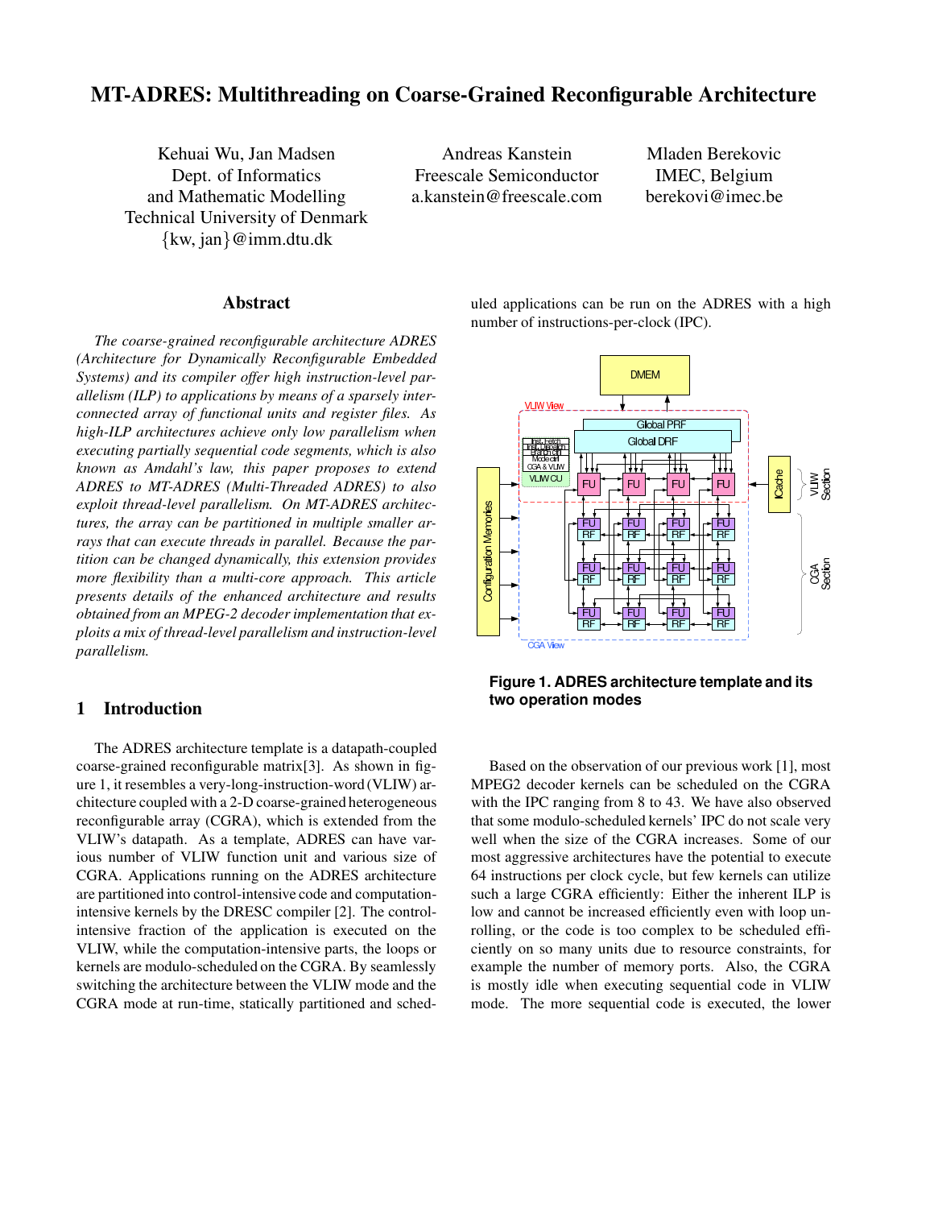# MT-ADRES: Multithreading on Coarse-Grained Reconfigurable Architecture

Kehuai Wu, Jan Madsen
Dept. of Informatics and Mathematic Modelling
Technical University of Denmark
{kw, jan}@imm.dtu.dk

Andreas Kanstein
Freescale Semiconductor
a.kanstein@freescale.com

Mladen Berekovic
IMEC, Belgium
berekovi@imec.be

## Abstract

*The coarse-grained reconfigurable architecture ADRES (Architecture for Dynamically Reconfigurable Embedded Systems) and its compiler offer high instruction-level parallelism (ILP) to applications by means of a sparsely interconnected array of functional units and register files. As high-ILP architectures achieve only low parallelism when executing partially sequential code segments, which is also known as Amdahl's law, this paper proposes to extend ADRES to MT-ADRES (Multi-Threaded ADRES) to also exploit thread-level parallelism. On MT-ADRES architectures, the array can be partitioned in multiple smaller arrays that can execute threads in parallel. Because the partition can be changed dynamically, this extension provides more flexibility than a multi-core approach. This article presents details of the enhanced architecture and results obtained from an MPEG-2 decoder implementation that exploits a mix of thread-level parallelism and instruction-level parallelism.*

## 1 Introduction

The ADRES architecture template is a datapath-coupled coarse-grained reconfigurable matrix[3]. As shown in figure 1, it resembles a very-long-instruction-word (VLIW) architecture coupled with a 2-D coarse-grained heterogeneous reconfigurable array (CGRA), which is extended from the VLIW's datapath. As a template, ADRES can have various number of VLIW function unit and various size of CGRA. Applications running on the ADRES architecture are partitioned into control-intensive code and computation-intensive kernels by the DRESC compiler [2]. The control-intensive fraction of the application is executed on the VLIW, while the computation-intensive parts, the loops or kernels are modulo-scheduled on the CGRA. By seamlessly switching the architecture between the VLIW mode and the CGRA mode at run-time, statically partitioned and scheduled applications can be run on the ADRES with a high number of instructions-per-clock (IPC).

**Figure 1. ADRES architecture template and its two operation modes**

Based on the observation of our previous work [1], most MPEG2 decoder kernels can be scheduled on the CGRA with the IPC ranging from 8 to 43. We have also observed that some modulo-scheduled kernels' IPC do not scale very well when the size of the CGRA increases. Some of our most aggressive architectures have the potential to execute 64 instructions per clock cycle, but few kernels can utilize such a large CGRA efficiently: Either the inherent ILP is low and cannot be increased efficiently even with loop unrolling, or the code is too complex to be scheduled efficiently on so many units due to resource constraints, for example the number of memory ports. Also, the CGRA is mostly idle when executing sequential code in VLIW mode. The more sequential code is executed, the lower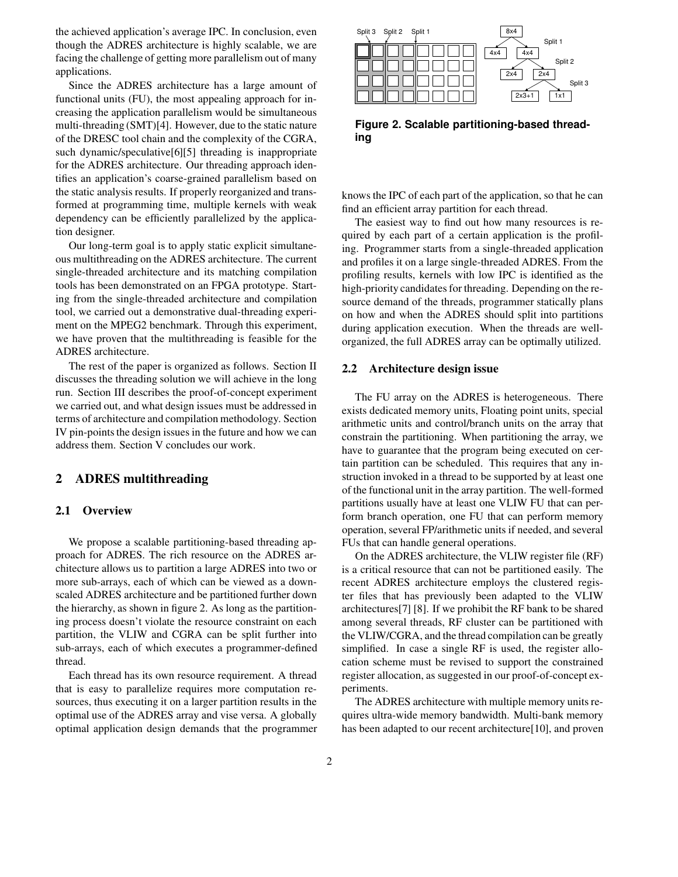the achieved application's average IPC. In conclusion, even though the ADRES architecture is highly scalable, we are facing the challenge of getting more parallelism out of many applications.

Since the ADRES architecture has a large amount of functional units (FU), the most appealing approach for increasing the application parallelism would be simultaneous multi-threading (SMT)[4]. However, due to the static nature of the DRESC tool chain and the complexity of the CGRA, such dynamic/speculative[6][5] threading is inappropriate for the ADRES architecture. Our threading approach identifies an application's coarse-grained parallelism based on the static analysis results. If properly reorganized and transformed at programming time, multiple kernels with weak dependency can be efficiently parallelized by the application designer.

Our long-term goal is to apply static explicit simultaneous multithreading on the ADRES architecture. The current single-threaded architecture and its matching compilation tools has been demonstrated on an FPGA prototype. Starting from the single-threaded architecture and compilation tool, we carried out a demonstrative dual-threading experiment on the MPEG2 benchmark. Through this experiment, we have proven that the multithreading is feasible for the ADRES architecture.

The rest of the paper is organized as follows. Section II discusses the threading solution we will achieve in the long run. Section III describes the proof-of-concept experiment we carried out, and what design issues must be addressed in terms of architecture and compilation methodology. Section IV pin-points the design issues in the future and how we can address them. Section V concludes our work.

## 2 ADRES multithreading

### 2.1 Overview

We propose a scalable partitioning-based threading approach for ADRES. The rich resource on the ADRES architecture allows us to partition a large ADRES into two or more sub-arrays, each of which can be viewed as a downscaled ADRES architecture and be partitioned further down the hierarchy, as shown in figure 2. As long as the partitioning process doesn't violate the resource constraint on each partition, the VLIW and CGRA can be split further into sub-arrays, each of which executes a programmer-defined thread.

Each thread has its own resource requirement. A thread that is easy to parallelize requires more computation resources, thus executing it on a larger partition results in the optimal use of the ADRES array and vise versa. A globally optimal application design demands that the programmer knows the IPC of each part of the application, so that he can find an efficient array partition for each thread.

**Figure 2. Scalable partitioning-based threading**

The easiest way to find out how many resources is required by each part of a certain application is the profiling. Programmer starts from a single-threaded application and profiles it on a large single-threaded ADRES. From the profiling results, kernels with low IPC is identified as the high-priority candidates for threading. Depending on the resource demand of the threads, programmer statically plans on how and when the ADRES should split into partitions during application execution. When the threads are well-organized, the full ADRES array can be optimally utilized.

### 2.2 Architecture design issue

The FU array on the ADRES is heterogeneous. There exists dedicated memory units, Floating point units, special arithmetic units and control/branch units on the array that constrain the partitioning. When partitioning the array, we have to guarantee that the program being executed on certain partition can be scheduled. This requires that any instruction invoked in a thread to be supported by at least one of the functional unit in the array partition. The well-formed partitions usually have at least one VLIW FU that can perform branch operation, one FU that can perform memory operation, several FP/arithmetic units if needed, and several FUs that can handle general operations.

On the ADRES architecture, the VLIW register file (RF) is a critical resource that can not be partitioned easily. The recent ADRES architecture employs the clustered register files that has previously been adapted to the VLIW architectures[7] [8]. If we prohibit the RF bank to be shared among several threads, RF cluster can be partitioned with the VLIW/CGRA, and the thread compilation can be greatly simplified. In case a single RF is used, the register allocation scheme must be revised to support the constrained register allocation, as suggested in our proof-of-concept experiments.

The ADRES architecture with multiple memory units requires ultra-wide memory bandwidth. Multi-bank memory has been adapted to our recent architecture[10], and proven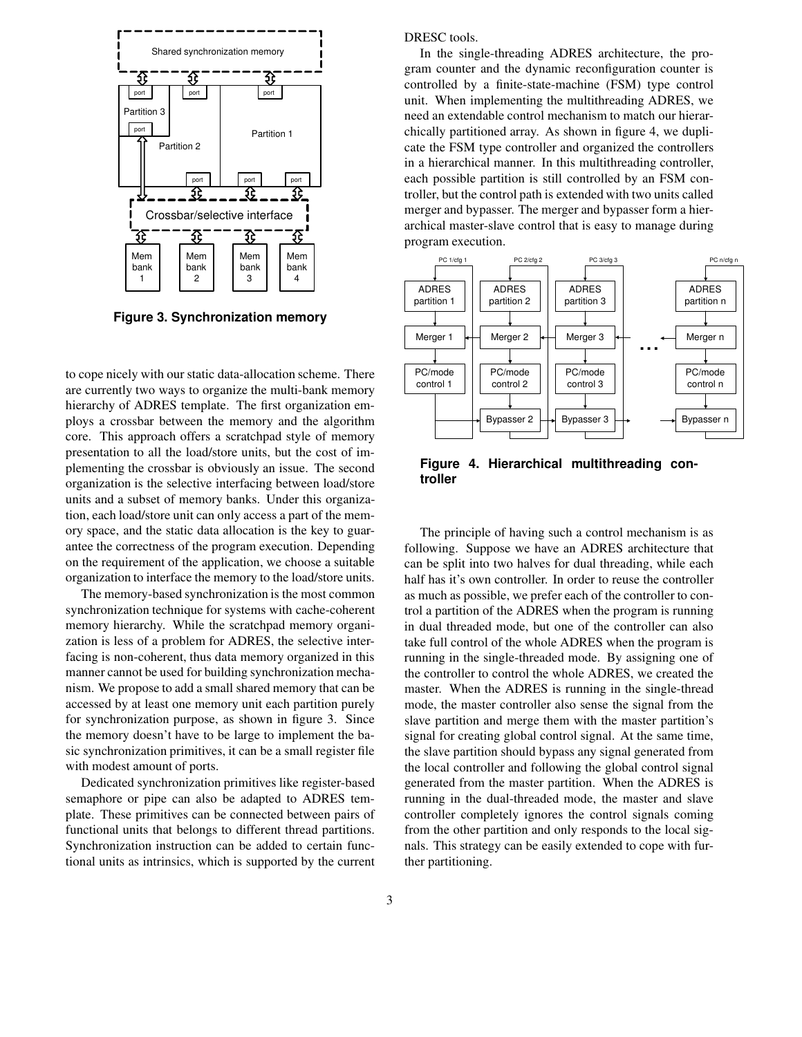**Figure 3. Synchronization memory**

to cope nicely with our static data-allocation scheme. There are currently two ways to organize the multi-bank memory hierarchy of ADRES template. The first organization employs a crossbar between the memory and the algorithm core. This approach offers a scratchpad style of memory presentation to all the load/store units, but the cost of implementing the crossbar is obviously an issue. The second organization is the selective interfacing between load/store units and a subset of memory banks. Under this organization, each load/store unit can only access a part of the memory space, and the static data allocation is the key to guarantee the correctness of the program execution. Depending on the requirement of the application, we choose a suitable organization to interface the memory to the load/store units.

The memory-based synchronization is the most common synchronization technique for systems with cache-coherent memory hierarchy. While the scratchpad memory organization is less of a problem for ADRES, the selective interfacing is non-coherent, thus data memory organized in this manner cannot be used for building synchronization mechanism. We propose to add a small shared memory that can be accessed by at least one memory unit each partition purely for synchronization purpose, as shown in figure 3. Since the memory doesn't have to be large to implement the basic synchronization primitives, it can be a small register file with modest amount of ports.

Dedicated synchronization primitives like register-based semaphore or pipe can also be adapted to ADRES template. These primitives can be connected between pairs of functional units that belongs to different thread partitions. Synchronization instruction can be added to certain functional units as intrinsics, which is supported by the current DRESC tools.

In the single-threading ADRES architecture, the program counter and the dynamic reconfiguration counter is controlled by a finite-state-machine (FSM) type control unit. When implementing the multithreading ADRES, we need an extendable control mechanism to match our hierarchically partitioned array. As shown in figure 4, we duplicate the FSM type controller and organized the controllers in a hierarchical manner. In this multithreading controller, each possible partition is still controlled by an FSM controller, but the control path is extended with two units called merger and bypasser. The merger and bypasser form a hierarchical master-slave control that is easy to manage during program execution.

**Figure 4. Hierarchical multithreading controller**

The principle of having such a control mechanism is as following. Suppose we have an ADRES architecture that can be split into two halves for dual threading, while each half has it's own controller. In order to reuse the controller as much as possible, we prefer each of the controller to control a partition of the ADRES when the program is running in dual threaded mode, but one of the controller can also take full control of the whole ADRES when the program is running in the single-threaded mode. By assigning one of the controller to control the whole ADRES, we created the master. When the ADRES is running in the single-thread mode, the master controller also sense the signal from the slave partition and merge them with the master partition's signal for creating global control signal. At the same time, the slave partition should bypass any signal generated from the local controller and following the global control signal generated from the master partition. When the ADRES is running in the dual-threaded mode, the master and slave controller completely ignores the control signals coming from the other partition and only responds to the local signals. This strategy can be easily extended to cope with further partitioning.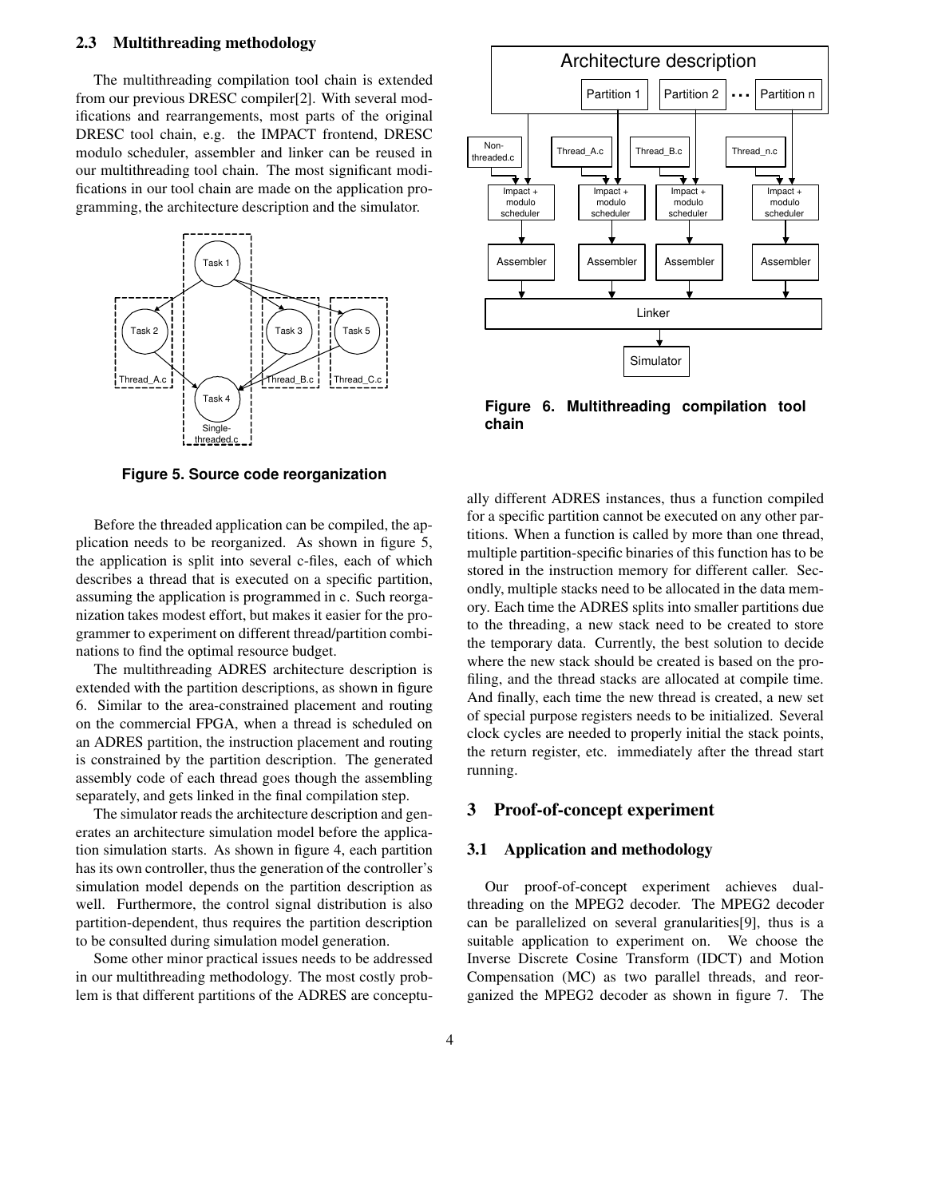### 2.3 Multithreading methodology

The multithreading compilation tool chain is extended from our previous DRESC compiler[2]. With several modifications and rearrangements, most parts of the original DRESC tool chain, e.g. the IMPACT frontend, DRESC modulo scheduler, assembler and linker can be reused in our multithreading tool chain. The most significant modifications in our tool chain are made on the application programming, the architecture description and the simulator.

Task 1

Task 2

Task 3

Task 5

Task 4

Thread_A.c

Thread_B.c

Thread_C.c

Single-threaded.c

**Figure 5. Source code reorganization**

Before the threaded application can be compiled, the application needs to be reorganized. As shown in figure 5, the application is split into several c-files, each of which describes a thread that is executed on a specific partition, assuming the application is programmed in c. Such reorganization takes modest effort, but makes it easier for the programmer to experiment on different thread/partition combinations to find the optimal resource budget.

The multithreading ADRES architecture description is extended with the partition descriptions, as shown in figure 6. Similar to the area-constrained placement and routing on the commercial FPGA, when a thread is scheduled on an ADRES partition, the instruction placement and routing is constrained by the partition description. The generated assembly code of each thread goes though the assembling separately, and gets linked in the final compilation step.

The simulator reads the architecture description and generates an architecture simulation model before the application simulation starts. As shown in figure 4, each partition has its own controller, thus the generation of the controller's simulation model depends on the partition description as well. Furthermore, the control signal distribution is also partition-dependent, thus requires the partition description to be consulted during simulation model generation.

Some other minor practical issues needs to be addressed in our multithreading methodology. The most costly problem is that different partitions of the ADRES are conceptually different ADRES instances, thus a function compiled for a specific partition cannot be executed on any other partitions. When a function is called by more than one thread, multiple partition-specific binaries of this function has to be stored in the instruction memory for different caller. Secondly, multiple stacks need to be allocated in the data memory. Each time the ADRES splits into smaller partitions due to the threading, a new stack need to be created to store the temporary data. Currently, the best solution to decide where the new stack should be created is based on the profiling, and the thread stacks are allocated at compile time. And finally, each time the new thread is created, a new set of special purpose registers needs to be initialized. Several clock cycles are needed to properly initial the stack points, the return register, etc. immediately after the thread start running.

Architecture description

Partition 1

Partition 2

...

Partition n

Non-threaded.c

Thread_A.c

Thread_B.c

Thread_n.c

Impact + modulo scheduler

Assembler

Linker

Simulator

**Figure 6. Multithreading compilation tool chain**

## 3 Proof-of-concept experiment

### 3.1 Application and methodology

Our proof-of-concept experiment achieves dual-threading on the MPEG2 decoder. The MPEG2 decoder can be parallelized on several granularities[9], thus is a suitable application to experiment on. We choose the Inverse Discrete Cosine Transform (IDCT) and Motion Compensation (MC) as two parallel threads, and reorganized the MPEG2 decoder as shown in figure 7. The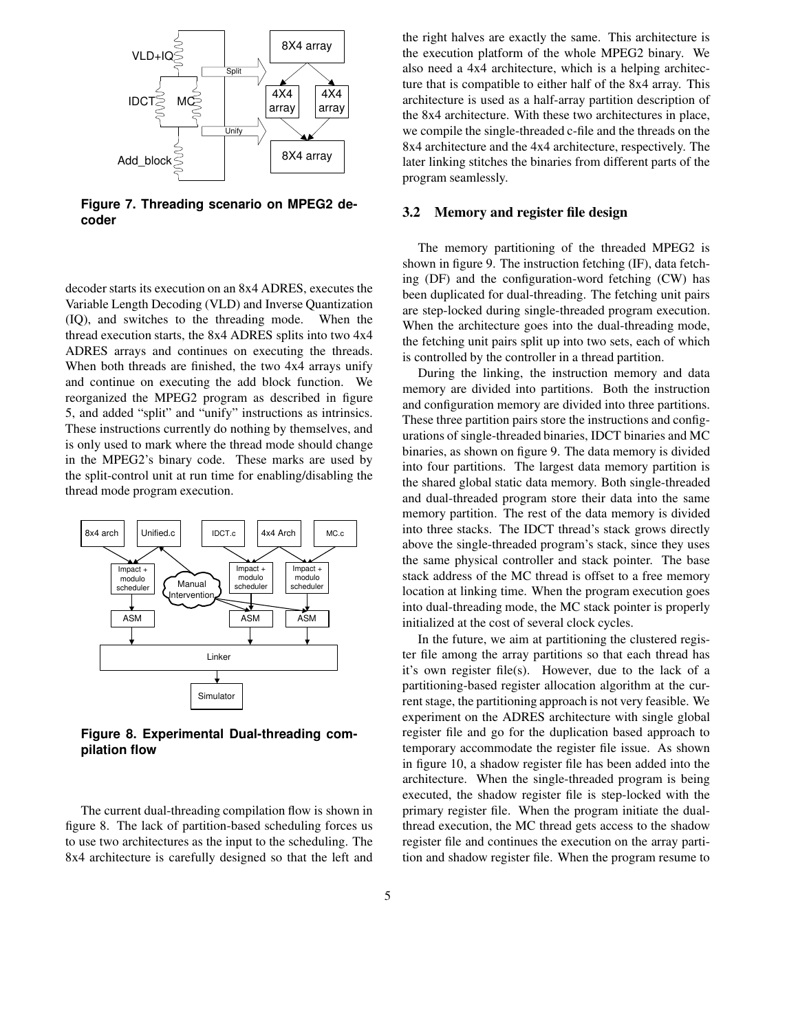Figure 7. Threading scenario on MPEG2 decoder

decoder starts its execution on an 8x4 ADRES, executes the Variable Length Decoding (VLD) and Inverse Quantization (IQ), and switches to the threading mode. When the thread execution starts, the 8x4 ADRES splits into two 4x4 ADRES arrays and continues on executing the threads. When both threads are finished, the two 4x4 arrays unify and continue on executing the add block function. We reorganized the MPEG2 program as described in figure 5, and added "split" and "unify" instructions as intrinsics. These instructions currently do nothing by themselves, and is only used to mark where the thread mode should change in the MPEG2's binary code. These marks are used by the split-control unit at run time for enabling/disabling the thread mode program execution.

Figure 8. Experimental Dual-threading compilation flow

The current dual-threading compilation flow is shown in figure 8. The lack of partition-based scheduling forces us to use two architectures as the input to the scheduling. The 8x4 architecture is carefully designed so that the left and the right halves are exactly the same. This architecture is the execution platform of the whole MPEG2 binary. We also need a 4x4 architecture, which is a helping architecture that is compatible to either half of the 8x4 array. This architecture is used as a half-array partition description of the 8x4 architecture. With these two architectures in place, we compile the single-threaded c-file and the threads on the 8x4 architecture and the 4x4 architecture, respectively. The later linking stitches the binaries from different parts of the program seamlessly.

### 3.2 Memory and register file design

The memory partitioning of the threaded MPEG2 is shown in figure 9. The instruction fetching (IF), data fetching (DF) and the configuration-word fetching (CW) has been duplicated for dual-threading. The fetching unit pairs are step-locked during single-threaded program execution. When the architecture goes into the dual-threading mode, the fetching unit pairs split up into two sets, each of which is controlled by the controller in a thread partition.

During the linking, the instruction memory and data memory are divided into partitions. Both the instruction and configuration memory are divided into three partitions. These three partition pairs store the instructions and configurations of single-threaded binaries, IDCT binaries and MC binaries, as shown on figure 9. The data memory is divided into four partitions. The largest data memory partition is the shared global static data memory. Both single-threaded and dual-threaded program store their data into the same memory partition. The rest of the data memory is divided into three stacks. The IDCT thread's stack grows directly above the single-threaded program's stack, since they uses the same physical controller and stack pointer. The base stack address of the MC thread is offset to a free memory location at linking time. When the program execution goes into dual-threading mode, the MC stack pointer is properly initialized at the cost of several clock cycles.

In the future, we aim at partitioning the clustered register file among the array partitions so that each thread has it's own register file(s). However, due to the lack of a partitioning-based register allocation algorithm at the current stage, the partitioning approach is not very feasible. We experiment on the ADRES architecture with single global register file and go for the duplication based approach to temporary accommodate the register file issue. As shown in figure 10, a shadow register file has been added into the architecture. When the single-threaded program is being executed, the shadow register file is step-locked with the primary register file. When the program initiate the dual-thread execution, the MC thread gets access to the shadow register file and continues the execution on the array partition and shadow register file. When the program resume to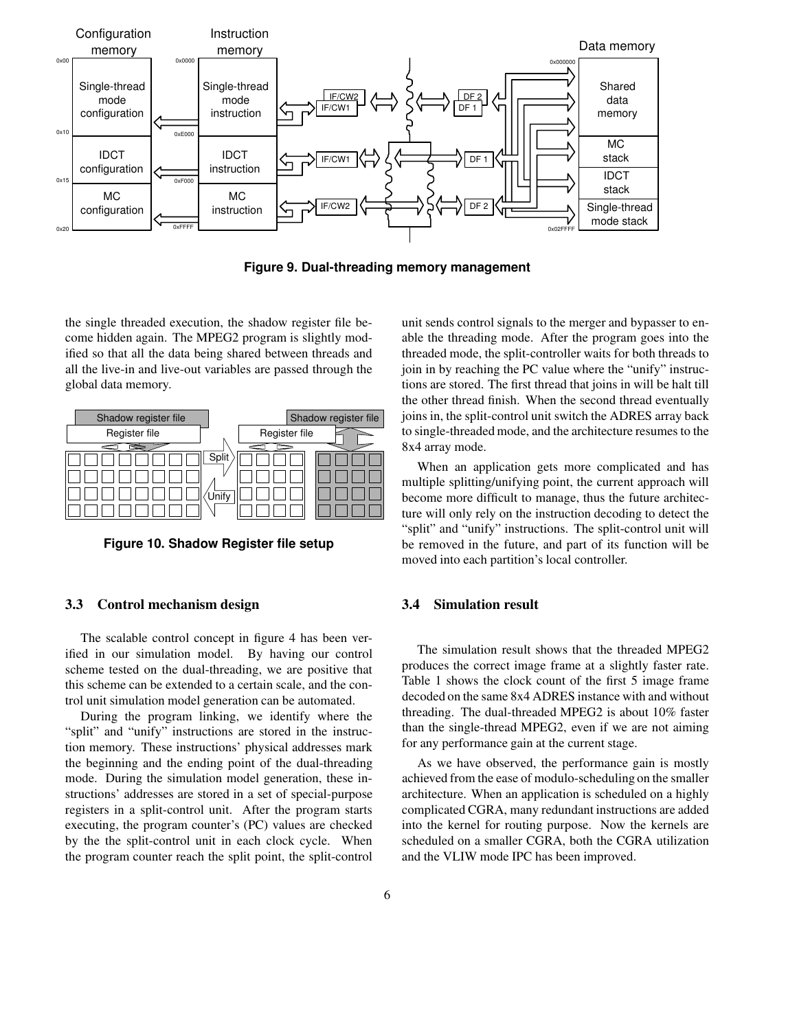Configuration memory

0x00
Single-thread mode configuration
0x10
IDCT configuration
0x15
MC configuration
0x20

Instruction memory

0x0000
Single-thread mode instruction
0xE000
IDCT instruction
0xF000
MC instruction
0xFFFF

IF/CW2
IF/CW1
IF/CW1
IF/CW2

DF 2
DF 1
DF 1
DF 2

Data memory

0x000000
Shared data memory
MC stack
IDCT stack
Single-thread mode stack
0x02FFFF

**Figure 9. Dual-threading memory management**

the single threaded execution, the shadow register file become hidden again. The MPEG2 program is slightly modified so that all the data being shared between threads and all the live-in and live-out variables are passed through the global data memory.

Shadow register file
Register file
Split
Unify
Register file
Shadow register file

**Figure 10. Shadow Register file setup**

### 3.3 Control mechanism design

The scalable control concept in figure 4 has been verified in our simulation model. By having our control scheme tested on the dual-threading, we are positive that this scheme can be extended to a certain scale, and the control unit simulation model generation can be automated.

During the program linking, we identify where the "split" and "unify" instructions are stored in the instruction memory. These instructions' physical addresses mark the beginning and the ending point of the dual-threading mode. During the simulation model generation, these instructions' addresses are stored in a set of special-purpose registers in a split-control unit. After the program starts executing, the program counter's (PC) values are checked by the the split-control unit in each clock cycle. When the program counter reach the split point, the split-control unit sends control signals to the merger and bypasser to enable the threading mode. After the program goes into the threaded mode, the split-controller waits for both threads to join in by reaching the PC value where the "unify" instructions are stored. The first thread that joins in will be halt till the other thread finish. When the second thread eventually joins in, the split-control unit switch the ADRES array back to single-threaded mode, and the architecture resumes to the 8x4 array mode.

When an application gets more complicated and has multiple splitting/unifying point, the current approach will become more difficult to manage, thus the future architecture will only rely on the instruction decoding to detect the "split" and "unify" instructions. The split-control unit will be removed in the future, and part of its function will be moved into each partition's local controller.

### 3.4 Simulation result

The simulation result shows that the threaded MPEG2 produces the correct image frame at a slightly faster rate. Table 1 shows the clock count of the first 5 image frame decoded on the same 8x4 ADRES instance with and without threading. The dual-threaded MPEG2 is about 10% faster than the single-thread MPEG2, even if we are not aiming for any performance gain at the current stage.

As we have observed, the performance gain is mostly achieved from the ease of modulo-scheduling on the smaller architecture. When an application is scheduled on a highly complicated CGRA, many redundant instructions are added into the kernel for routing purpose. Now the kernels are scheduled on a smaller CGRA, both the CGRA utilization and the VLIW mode IPC has been improved.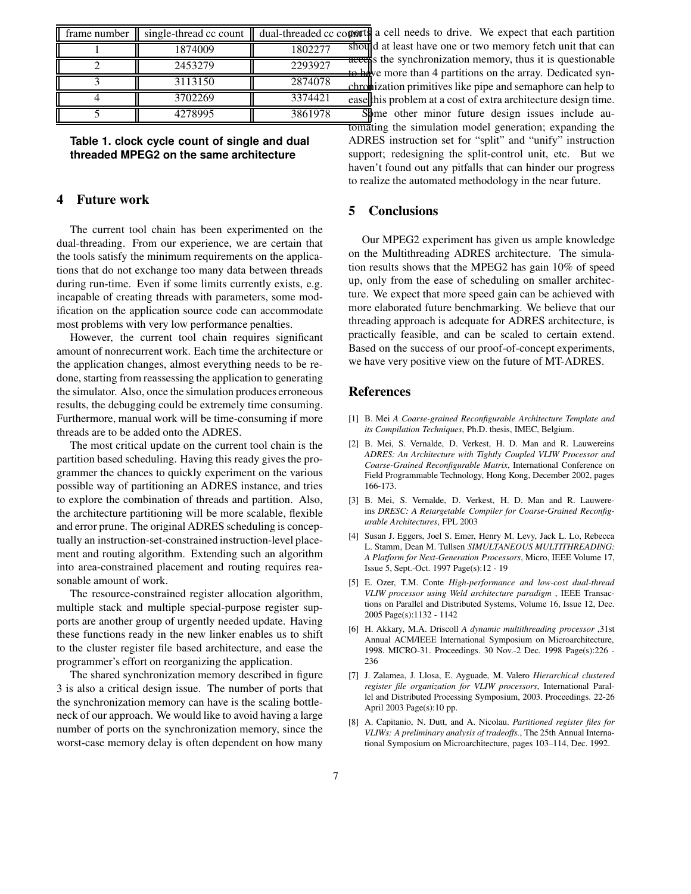| frame number | single-thread cc count | dual-threaded cc count |
|---|---|---|
| 1 | 1874009 | 1802277 |
| 2 | 2453279 | 2293927 |
| 3 | 3113150 | 2874078 |
| 4 | 3702269 | 3374421 |
| 5 | 4278995 | 3861978 |

**Table 1. clock cycle count of single and dual threaded MPEG2 on the same architecture**

## 4 Future work

The current tool chain has been experimented on the dual-threading. From our experience, we are certain that the tools satisfy the minimum requirements on the applications that do not exchange too many data between threads during run-time. Even if some limits currently exists, e.g. incapable of creating threads with parameters, some modification on the application source code can accommodate most problems with very low performance penalties.

However, the current tool chain requires significant amount of nonrecurrent work. Each time the architecture or the application changes, almost everything needs to be redone, starting from reassessing the application to generating the simulator. Also, once the simulation produces erroneous results, the debugging could be extremely time consuming. Furthermore, manual work will be time-consuming if more threads are to be added onto the ADRES.

The most critical update on the current tool chain is the partition based scheduling. Having this ready gives the programmer the chances to quickly experiment on the various possible way of partitioning an ADRES instance, and tries to explore the combination of threads and partition. Also, the architecture partitioning will be more scalable, flexible and error prune. The original ADRES scheduling is conceptually an instruction-set-constrained instruction-level placement and routing algorithm. Extending such an algorithm into area-constrained placement and routing requires reasonable amount of work.

The resource-constrained register allocation algorithm, multiple stack and multiple special-purpose register supports are another group of urgently needed update. Having these functions ready in the new linker enables us to shift to the cluster register file based architecture, and ease the programmer's effort on reorganizing the application.

The shared synchronization memory described in figure 3 is also a critical design issue. The number of ports that the synchronization memory can have is the scaling bottleneck of our approach. We would like to avoid having a large number of ports on the synchronization memory, since the worst-case memory delay is often dependent on how many ports a cell needs to drive. We expect that each partition should at least have one or two memory fetch unit that can access the synchronization memory, thus it is questionable to have more than 4 partitions on the array. Dedicated synchronization primitives like pipe and semaphore can help to ease this problem at a cost of extra architecture design time.

Some other minor future design issues include automating the simulation model generation; expanding the ADRES instruction set for "split" and "unify" instruction support; redesigning the split-control unit, etc. But we haven't found out any pitfalls that can hinder our progress to realize the automated methodology in the near future.

## 5 Conclusions

Our MPEG2 experiment has given us ample knowledge on the Multithreading ADRES architecture. The simulation results shows that the MPEG2 has gain 10% of speed up, only from the ease of scheduling on smaller architecture. We expect that more speed gain can be achieved with more elaborated future benchmarking. We believe that our threading approach is adequate for ADRES architecture, is practically feasible, and can be scaled to certain extend. Based on the success of our proof-of-concept experiments, we have very positive view on the future of MT-ADRES.

## References

[1] B. Mei *A Coarse-grained Reconfigurable Architecture Template and its Compilation Techniques*, Ph.D. thesis, IMEC, Belgium.

[2] B. Mei, S. Vernalde, D. Verkest, H. D. Man and R. Lauwereins *ADRES: An Architecture with Tightly Coupled VLIW Processor and Coarse-Grained Reconfigurable Matrix*, International Conference on Field Programmable Technology, Hong Kong, December 2002, pages 166-173.

[3] B. Mei, S. Vernalde, D. Verkest, H. D. Man and R. Lauwereins *DRESC: A Retargetable Compiler for Coarse-Grained Reconfigurable Architectures*, FPL 2003

[4] Susan J. Eggers, Joel S. Emer, Henry M. Levy, Jack L. Lo, Rebecca L. Stamm, Dean M. Tullsen *SIMULTANEOUS MULTITHREADING: A Platform for Next-Generation Processors*, Micro, IEEE Volume 17, Issue 5, Sept.-Oct. 1997 Page(s):12 - 19

[5] E. Ozer, T.M. Conte *High-performance and low-cost dual-thread VLIW processor using Weld architecture paradigm* , IEEE Transactions on Parallel and Distributed Systems, Volume 16, Issue 12, Dec. 2005 Page(s):1132 - 1142

[6] H. Akkary, M.A. Driscoll *A dynamic multithreading processor* ,31st Annual ACM/IEEE International Symposium on Microarchitecture, 1998. MICRO-31. Proceedings. 30 Nov.-2 Dec. 1998 Page(s):226 - 236

[7] J. Zalamea, J. Llosa, E. Ayguade, M. Valero *Hierarchical clustered register file organization for VLIW processors*, International Parallel and Distributed Processing Symposium, 2003. Proceedings. 22-26 April 2003 Page(s):10 pp.

[8] A. Capitanio, N. Dutt, and A. Nicolau. *Partitioned register files for VLIWs: A preliminary analysis of tradeoffs.*, The 25th Annual International Symposium on Microarchitecture, pages 103–114, Dec. 1992.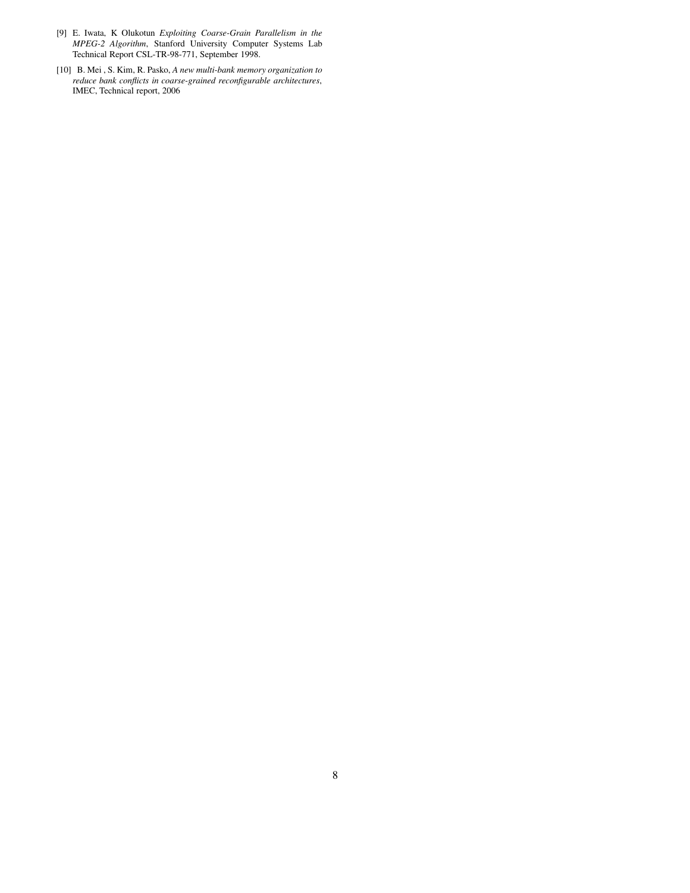[9] E. Iwata, K Olukotun *Exploiting Coarse-Grain Parallelism in the MPEG-2 Algorithm*, Stanford University Computer Systems Lab Technical Report CSL-TR-98-771, September 1998.

[10] B. Mei , S. Kim, R. Pasko, *A new multi-bank memory organization to reduce bank conflicts in coarse-grained reconfigurable architectures*, IMEC, Technical report, 2006